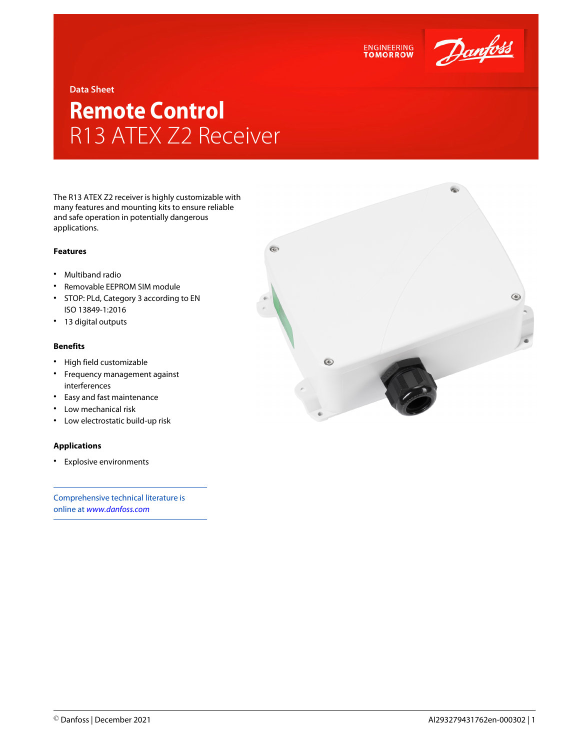Data Sheet

# Remote Control
## R13 ATEX Z2 Receiver

The R13 ATEX Z2 receiver is highly customizable with many features and mounting kits to ensure reliable and safe operation in potentially dangerous applications.

### Features

- Multiband radio
- Removable EEPROM SIM module
- STOP: PLd, Category 3 according to EN ISO 13849-1:2016
- 13 digital outputs

### Benefits

- High field customizable
- Frequency management against interferences
- Easy and fast maintenance
- Low mechanical risk
- Low electrostatic build-up risk

### Applications

- Explosive environments

Comprehensive technical literature is online at *www.danfoss.com*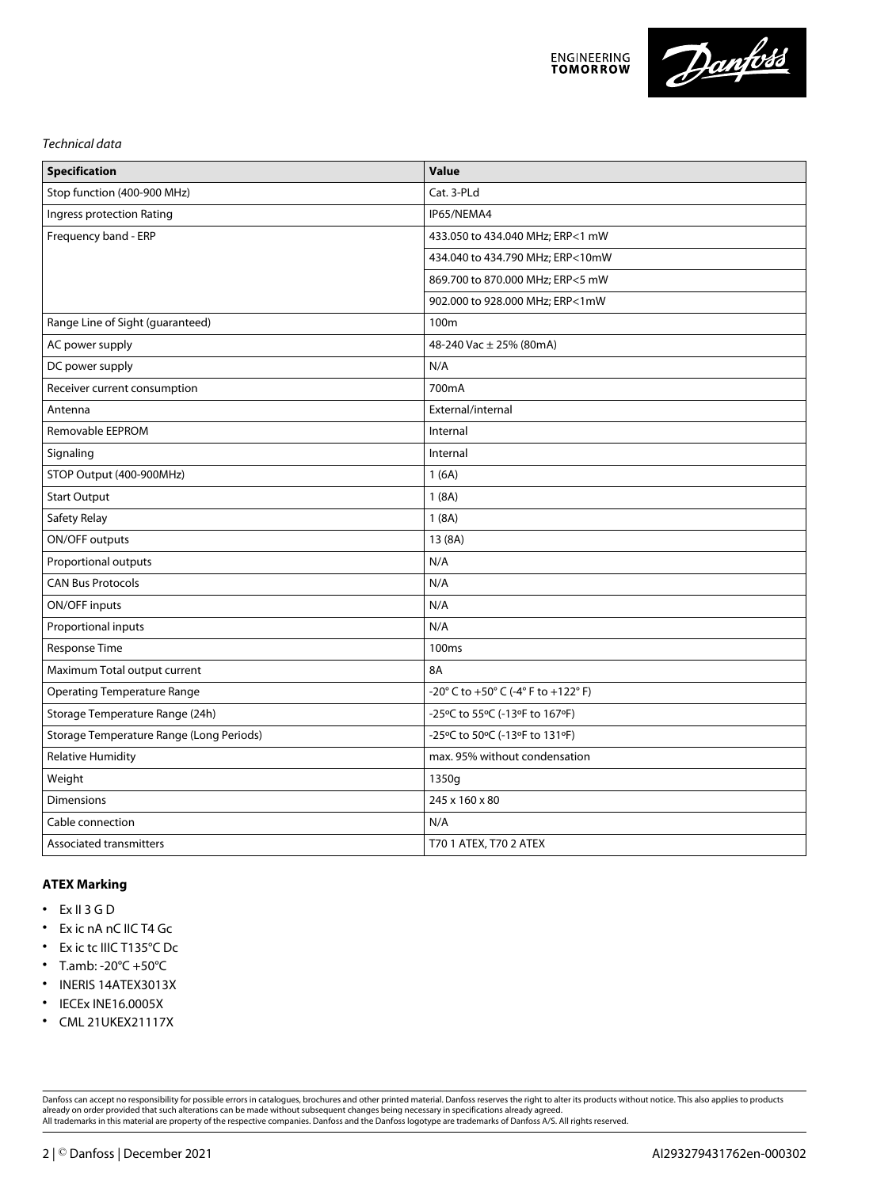*Technical data*

| Specification | Value |
| --- | --- |
| Stop function (400-900 MHz) | Cat. 3-PLd |
| Ingress protection Rating | IP65/NEMA4 |
| Frequency band - ERP | 433.050 to 434.040 MHz; ERP<1 mW |
| | 434.040 to 434.790 MHz; ERP<10mW |
| | 869.700 to 870.000 MHz; ERP<5 mW |
| | 902.000 to 928.000 MHz; ERP<1mW |
| Range Line of Sight (guaranteed) | 100m |
| AC power supply | 48-240 Vac ± 25% (80mA) |
| DC power supply | N/A |
| Receiver current consumption | 700mA |
| Antenna | External/internal |
| Removable EEPROM | Internal |
| Signaling | Internal |
| STOP Output (400-900MHz) | 1 (6A) |
| Start Output | 1 (8A) |
| Safety Relay | 1 (8A) |
| ON/OFF outputs | 13 (8A) |
| Proportional outputs | N/A |
| CAN Bus Protocols | N/A |
| ON/OFF inputs | N/A |
| Proportional inputs | N/A |
| Response Time | 100ms |
| Maximum Total output current | 8A |
| Operating Temperature Range | -20° C to +50° C (-4° F to +122° F) |
| Storage Temperature Range (24h) | -25ºC to 55ºC (-13ºF to 167ºF) |
| Storage Temperature Range (Long Periods) | -25ºC to 50ºC (-13ºF to 131ºF) |
| Relative Humidity | max. 95% without condensation |
| Weight | 1350g |
| Dimensions | 245 x 160 x 80 |
| Cable connection | N/A |
| Associated transmitters | T70 1 ATEX, T70 2 ATEX |

**ATEX Marking**

- Ex II 3 G D
- Ex ic nA nC IIC T4 Gc
- Ex ic tc IIIC T135°C Dc
- T.amb: -20°C +50°C
- INERIS 14ATEX3013X
- IECEx INE16.0005X
- CML 21UKEX21117X

Danfoss can accept no responsibility for possible errors in catalogues, brochures and other printed material. Danfoss reserves the right to alter its products without notice. This also applies to products already on order provided that such alterations can be made without subsequent changes being necessary in specifications already agreed.
All trademarks in this material are property of the respective companies. Danfoss and the Danfoss logotype are trademarks of Danfoss A/S. All rights reserved.